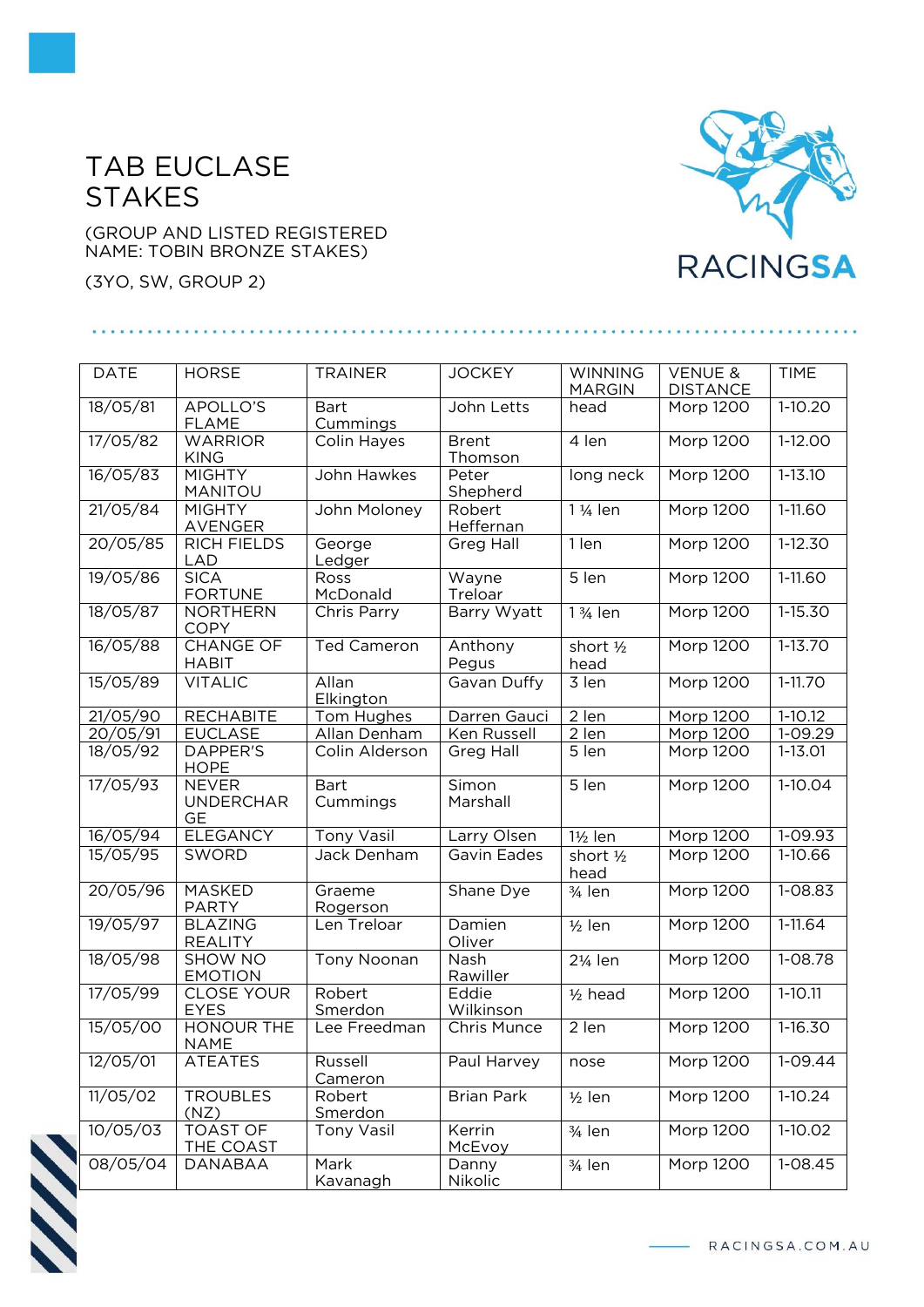# TAB EUCLASE STAKES

(GROUP AND LISTED REGISTERED NAME: TOBIN BRONZE STAKES)

(3YO, SW, GROUP 2)

RACINGSA

| DATE | HORSE | TRAINER | JOCKEY | WINNING MARGIN | VENUE & DISTANCE | TIME |
|---|---|---|---|---|---|---|
| 18/05/81 | APOLLO'S FLAME | Bart Cummings | John Letts | head | Morp 1200 | 1-10.20 |
| 17/05/82 | WARRIOR KING | Colin Hayes | Brent Thomson | 4 len | Morp 1200 | 1-12.00 |
| 16/05/83 | MIGHTY MANITOU | John Hawkes | Peter Shepherd | long neck | Morp 1200 | 1-13.10 |
| 21/05/84 | MIGHTY AVENGER | John Moloney | Robert Heffernan | 1 ¼ len | Morp 1200 | 1-11.60 |
| 20/05/85 | RICH FIELDS LAD | George Ledger | Greg Hall | 1 len | Morp 1200 | 1-12.30 |
| 19/05/86 | SICA FORTUNE | Ross McDonald | Wayne Treloar | 5 len | Morp 1200 | 1-11.60 |
| 18/05/87 | NORTHERN COPY | Chris Parry | Barry Wyatt | 1 ¾ len | Morp 1200 | 1-15.30 |
| 16/05/88 | CHANGE OF HABIT | Ted Cameron | Anthony Pegus | short ½ head | Morp 1200 | 1-13.70 |
| 15/05/89 | VITALIC | Allan Elkington | Gavan Duffy | 3 len | Morp 1200 | 1-11.70 |
| 21/05/90 | RECHABITE | Tom Hughes | Darren Gauci | 2 len | Morp 1200 | 1-10.12 |
| 20/05/91 | EUCLASE | Allan Denham | Ken Russell | 2 len | Morp 1200 | 1-09.29 |
| 18/05/92 | DAPPER'S HOPE | Colin Alderson | Greg Hall | 5 len | Morp 1200 | 1-13.01 |
| 17/05/93 | NEVER UNDERCHARGE | Bart Cummings | Simon Marshall | 5 len | Morp 1200 | 1-10.04 |
| 16/05/94 | ELEGANCY | Tony Vasil | Larry Olsen | 1½ len | Morp 1200 | 1-09.93 |
| 15/05/95 | SWORD | Jack Denham | Gavin Eades | short ½ head | Morp 1200 | 1-10.66 |
| 20/05/96 | MASKED PARTY | Graeme Rogerson | Shane Dye | ¾ len | Morp 1200 | 1-08.83 |
| 19/05/97 | BLAZING REALITY | Len Treloar | Damien Oliver | ½ len | Morp 1200 | 1-11.64 |
| 18/05/98 | SHOW NO EMOTION | Tony Noonan | Nash Rawiller | 2¼ len | Morp 1200 | 1-08.78 |
| 17/05/99 | CLOSE YOUR EYES | Robert Smerdon | Eddie Wilkinson | ½ head | Morp 1200 | 1-10.11 |
| 15/05/00 | HONOUR THE NAME | Lee Freedman | Chris Munce | 2 len | Morp 1200 | 1-16.30 |
| 12/05/01 | ATEATES | Russell Cameron | Paul Harvey | nose | Morp 1200 | 1-09.44 |
| 11/05/02 | TROUBLES (NZ) | Robert Smerdon | Brian Park | ½ len | Morp 1200 | 1-10.24 |
| 10/05/03 | TOAST OF THE COAST | Tony Vasil | Kerrin McEvoy | ¾ len | Morp 1200 | 1-10.02 |
| 08/05/04 | DANABAA | Mark Kavanagh | Danny Nikolic | ¾ len | Morp 1200 | 1-08.45 |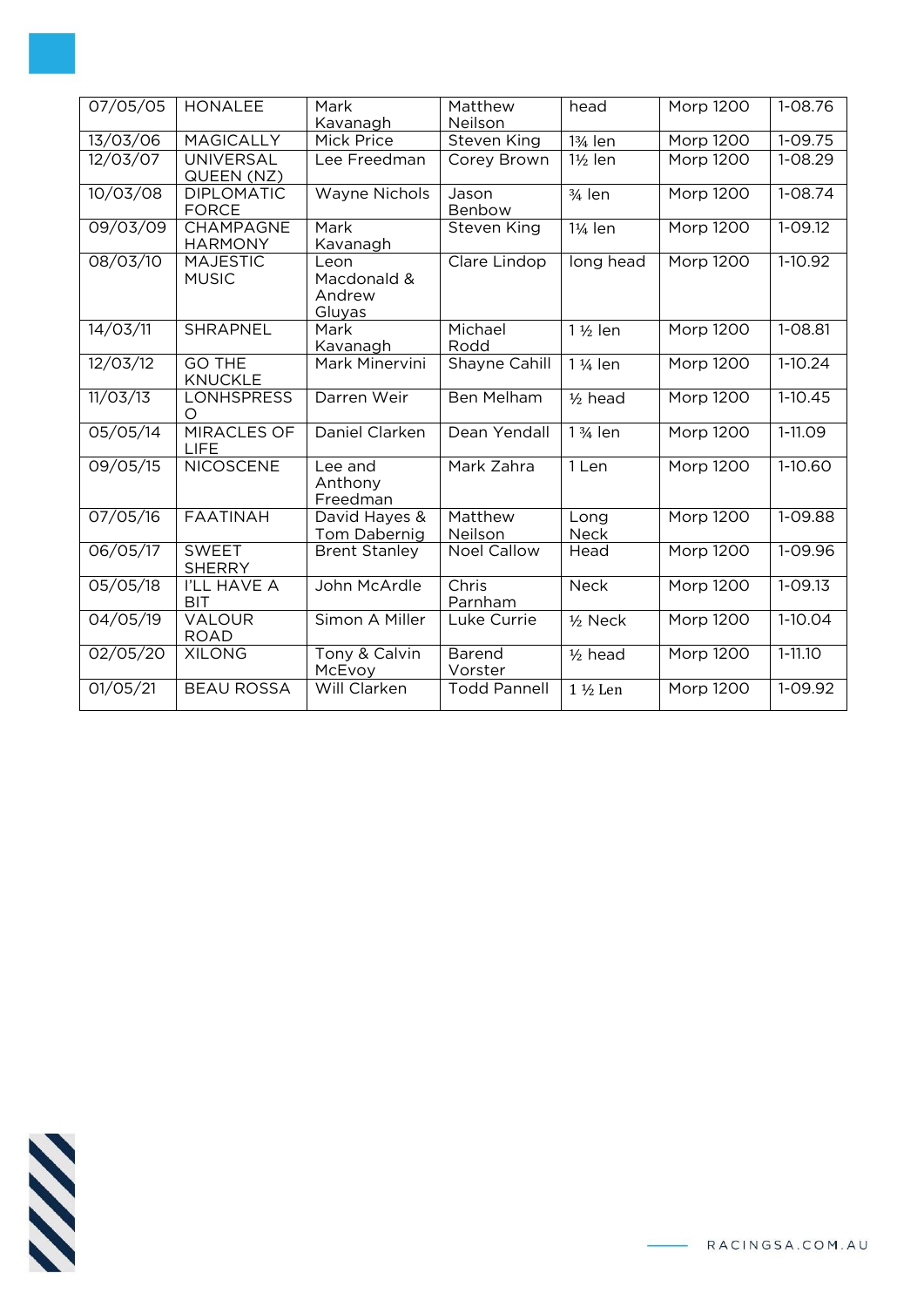| | | | | | | |
|---|---|---|---|---|---|---|
| 07/05/05 | HONALEE | Mark Kavanagh | Matthew Neilson | head | Morp 1200 | 1-08.76 |
| 13/03/06 | MAGICALLY | Mick Price | Steven King | 1¾ len | Morp 1200 | 1-09.75 |
| 12/03/07 | UNIVERSAL QUEEN (NZ) | Lee Freedman | Corey Brown | 1½ len | Morp 1200 | 1-08.29 |
| 10/03/08 | DIPLOMATIC FORCE | Wayne Nichols | Jason Benbow | ¾ len | Morp 1200 | 1-08.74 |
| 09/03/09 | CHAMPAGNE HARMONY | Mark Kavanagh | Steven King | 1¼ len | Morp 1200 | 1-09.12 |
| 08/03/10 | MAJESTIC MUSIC | Leon Macdonald & Andrew Gluyas | Clare Lindop | long head | Morp 1200 | 1-10.92 |
| 14/03/11 | SHRAPNEL | Mark Kavanagh | Michael Rodd | 1 ½ len | Morp 1200 | 1-08.81 |
| 12/03/12 | GO THE KNUCKLE | Mark Minervini | Shayne Cahill | 1 ¼ len | Morp 1200 | 1-10.24 |
| 11/03/13 | LONHSPRESSO | Darren Weir | Ben Melham | ½ head | Morp 1200 | 1-10.45 |
| 05/05/14 | MIRACLES OF LIFE | Daniel Clarken | Dean Yendall | 1 ¾ len | Morp 1200 | 1-11.09 |
| 09/05/15 | NICOSCENE | Lee and Anthony Freedman | Mark Zahra | 1 Len | Morp 1200 | 1-10.60 |
| 07/05/16 | FAATINAH | David Hayes & Tom Dabernig | Matthew Neilson | Long Neck | Morp 1200 | 1-09.88 |
| 06/05/17 | SWEET SHERRY | Brent Stanley | Noel Callow | Head | Morp 1200 | 1-09.96 |
| 05/05/18 | I'LL HAVE A BIT | John McArdle | Chris Parnham | Neck | Morp 1200 | 1-09.13 |
| 04/05/19 | VALOUR ROAD | Simon A Miller | Luke Currie | ½ Neck | Morp 1200 | 1-10.04 |
| 02/05/20 | XILONG | Tony & Calvin McEvoy | Barend Vorster | ½ head | Morp 1200 | 1-11.10 |
| 01/05/21 | BEAU ROSSA | Will Clarken | Todd Pannell | 1 ½ Len | Morp 1200 | 1-09.92 |